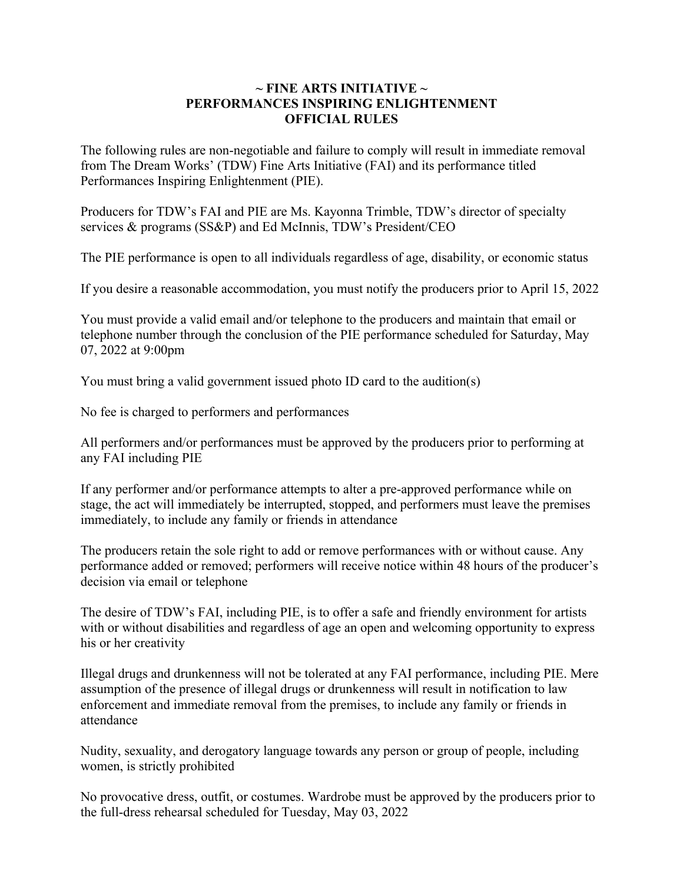# ~ FINE ARTS INITIATIVE ~
# PERFORMANCES INSPIRING ENLIGHTENMENT
# OFFICIAL RULES

The following rules are non-negotiable and failure to comply will result in immediate removal from The Dream Works' (TDW) Fine Arts Initiative (FAI) and its performance titled Performances Inspiring Enlightenment (PIE).

Producers for TDW's FAI and PIE are Ms. Kayonna Trimble, TDW's director of specialty services & programs (SS&P) and Ed McInnis, TDW's President/CEO

The PIE performance is open to all individuals regardless of age, disability, or economic status

If you desire a reasonable accommodation, you must notify the producers prior to April 15, 2022

You must provide a valid email and/or telephone to the producers and maintain that email or telephone number through the conclusion of the PIE performance scheduled for Saturday, May 07, 2022 at 9:00pm

You must bring a valid government issued photo ID card to the audition(s)

No fee is charged to performers and performances

All performers and/or performances must be approved by the producers prior to performing at any FAI including PIE

If any performer and/or performance attempts to alter a pre-approved performance while on stage, the act will immediately be interrupted, stopped, and performers must leave the premises immediately, to include any family or friends in attendance

The producers retain the sole right to add or remove performances with or without cause. Any performance added or removed; performers will receive notice within 48 hours of the producer's decision via email or telephone

The desire of TDW's FAI, including PIE, is to offer a safe and friendly environment for artists with or without disabilities and regardless of age an open and welcoming opportunity to express his or her creativity

Illegal drugs and drunkenness will not be tolerated at any FAI performance, including PIE. Mere assumption of the presence of illegal drugs or drunkenness will result in notification to law enforcement and immediate removal from the premises, to include any family or friends in attendance

Nudity, sexuality, and derogatory language towards any person or group of people, including women, is strictly prohibited

No provocative dress, outfit, or costumes. Wardrobe must be approved by the producers prior to the full-dress rehearsal scheduled for Tuesday, May 03, 2022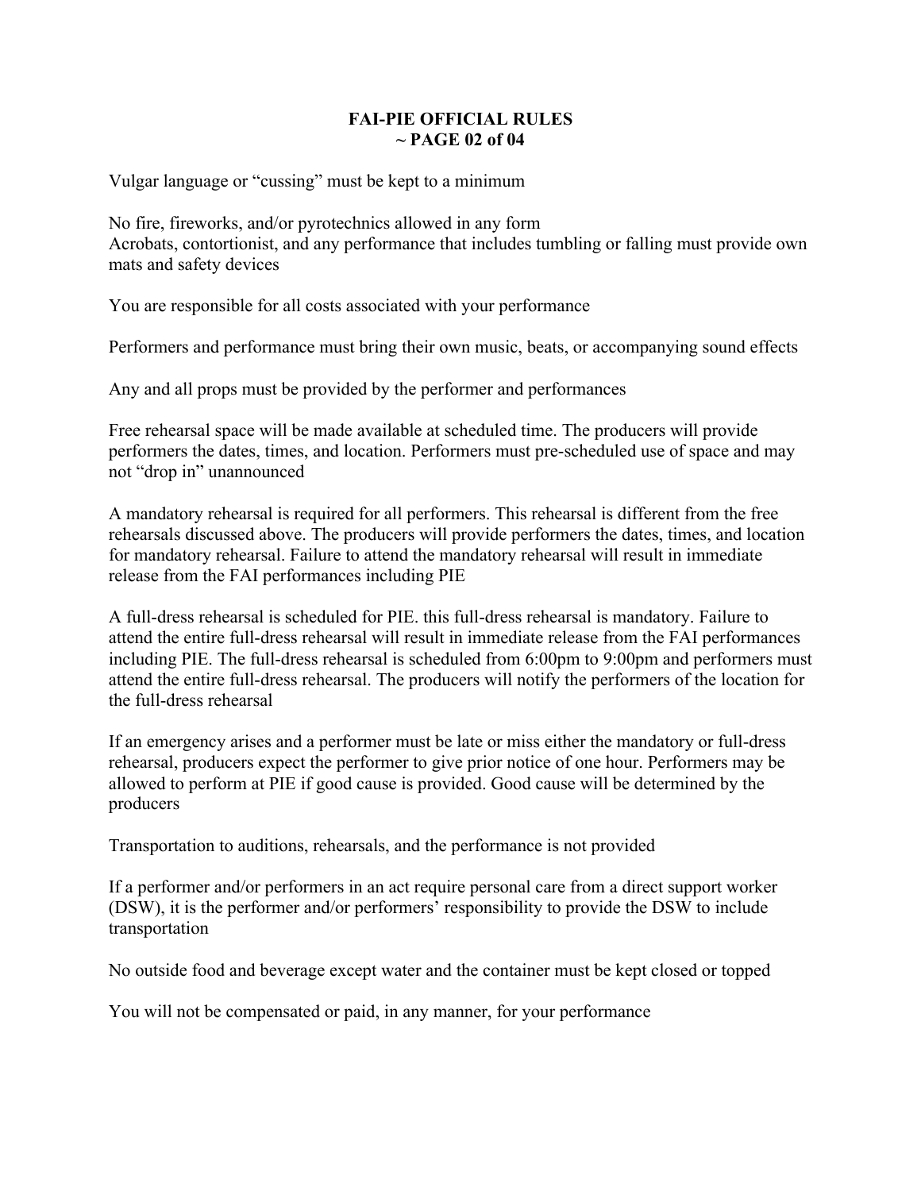# FAI-PIE OFFICIAL RULES

Vulgar language or "cussing" must be kept to a minimum

No fire, fireworks, and/or pyrotechnics allowed in any form
Acrobats, contortionist, and any performance that includes tumbling or falling must provide own mats and safety devices

You are responsible for all costs associated with your performance

Performers and performance must bring their own music, beats, or accompanying sound effects

Any and all props must be provided by the performer and performances

Free rehearsal space will be made available at scheduled time. The producers will provide performers the dates, times, and location. Performers must pre-scheduled use of space and may not "drop in" unannounced

A mandatory rehearsal is required for all performers. This rehearsal is different from the free rehearsals discussed above. The producers will provide performers the dates, times, and location for mandatory rehearsal. Failure to attend the mandatory rehearsal will result in immediate release from the FAI performances including PIE

A full-dress rehearsal is scheduled for PIE. this full-dress rehearsal is mandatory. Failure to attend the entire full-dress rehearsal will result in immediate release from the FAI performances including PIE. The full-dress rehearsal is scheduled from 6:00pm to 9:00pm and performers must attend the entire full-dress rehearsal. The producers will notify the performers of the location for the full-dress rehearsal

If an emergency arises and a performer must be late or miss either the mandatory or full-dress rehearsal, producers expect the performer to give prior notice of one hour. Performers may be allowed to perform at PIE if good cause is provided. Good cause will be determined by the producers

Transportation to auditions, rehearsals, and the performance is not provided

If a performer and/or performers in an act require personal care from a direct support worker (DSW), it is the performer and/or performers' responsibility to provide the DSW to include transportation

No outside food and beverage except water and the container must be kept closed or topped

You will not be compensated or paid, in any manner, for your performance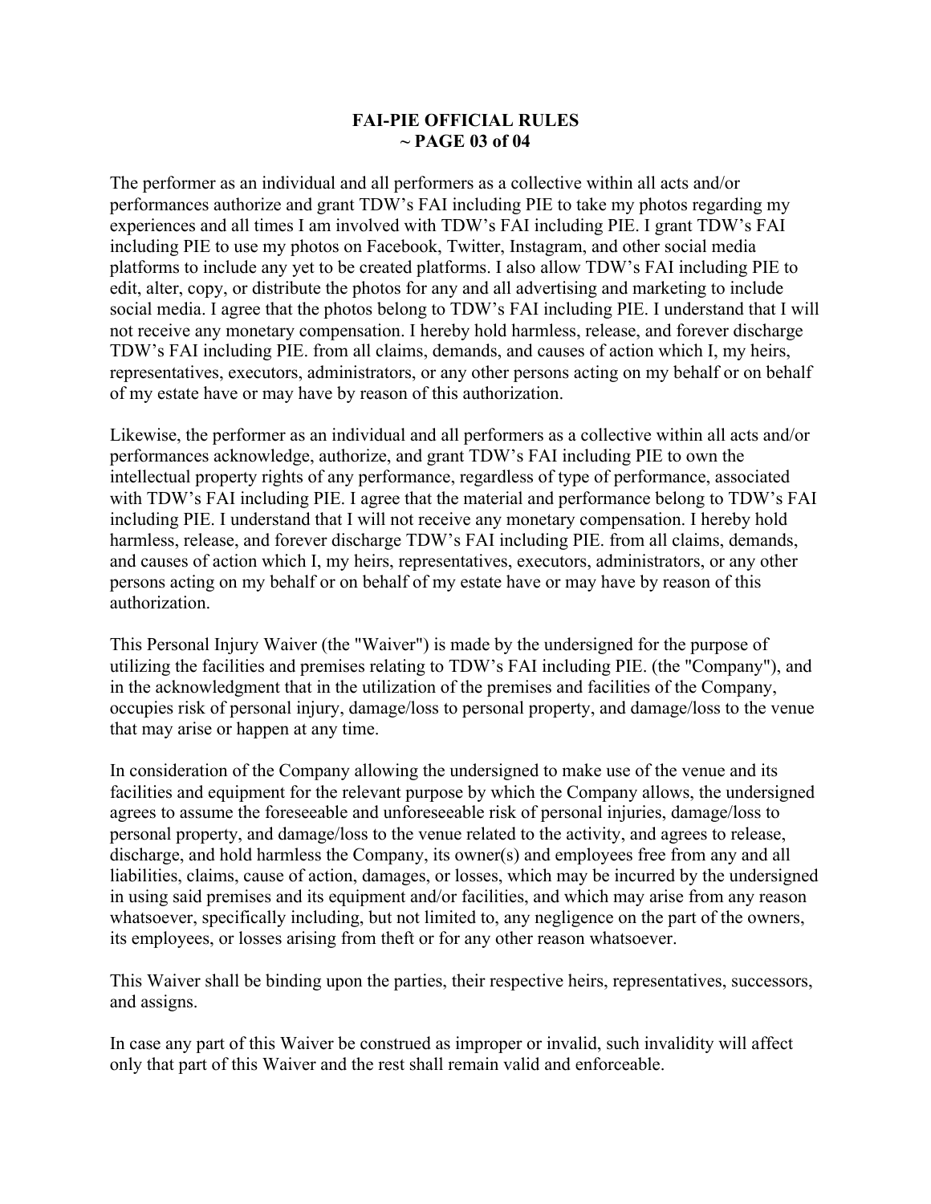**FAI-PIE OFFICIAL RULES**
**~ PAGE 03 of 04**

The performer as an individual and all performers as a collective within all acts and/or performances authorize and grant TDW's FAI including PIE to take my photos regarding my experiences and all times I am involved with TDW's FAI including PIE. I grant TDW's FAI including PIE to use my photos on Facebook, Twitter, Instagram, and other social media platforms to include any yet to be created platforms. I also allow TDW's FAI including PIE to edit, alter, copy, or distribute the photos for any and all advertising and marketing to include social media. I agree that the photos belong to TDW's FAI including PIE. I understand that I will not receive any monetary compensation. I hereby hold harmless, release, and forever discharge TDW's FAI including PIE. from all claims, demands, and causes of action which I, my heirs, representatives, executors, administrators, or any other persons acting on my behalf or on behalf of my estate have or may have by reason of this authorization.

Likewise, the performer as an individual and all performers as a collective within all acts and/or performances acknowledge, authorize, and grant TDW's FAI including PIE to own the intellectual property rights of any performance, regardless of type of performance, associated with TDW's FAI including PIE. I agree that the material and performance belong to TDW's FAI including PIE. I understand that I will not receive any monetary compensation. I hereby hold harmless, release, and forever discharge TDW's FAI including PIE. from all claims, demands, and causes of action which I, my heirs, representatives, executors, administrators, or any other persons acting on my behalf or on behalf of my estate have or may have by reason of this authorization.

This Personal Injury Waiver (the "Waiver") is made by the undersigned for the purpose of utilizing the facilities and premises relating to TDW's FAI including PIE. (the "Company"), and in the acknowledgment that in the utilization of the premises and facilities of the Company, occupies risk of personal injury, damage/loss to personal property, and damage/loss to the venue that may arise or happen at any time.

In consideration of the Company allowing the undersigned to make use of the venue and its facilities and equipment for the relevant purpose by which the Company allows, the undersigned agrees to assume the foreseeable and unforeseeable risk of personal injuries, damage/loss to personal property, and damage/loss to the venue related to the activity, and agrees to release, discharge, and hold harmless the Company, its owner(s) and employees free from any and all liabilities, claims, cause of action, damages, or losses, which may be incurred by the undersigned in using said premises and its equipment and/or facilities, and which may arise from any reason whatsoever, specifically including, but not limited to, any negligence on the part of the owners, its employees, or losses arising from theft or for any other reason whatsoever.

This Waiver shall be binding upon the parties, their respective heirs, representatives, successors, and assigns.

In case any part of this Waiver be construed as improper or invalid, such invalidity will affect only that part of this Waiver and the rest shall remain valid and enforceable.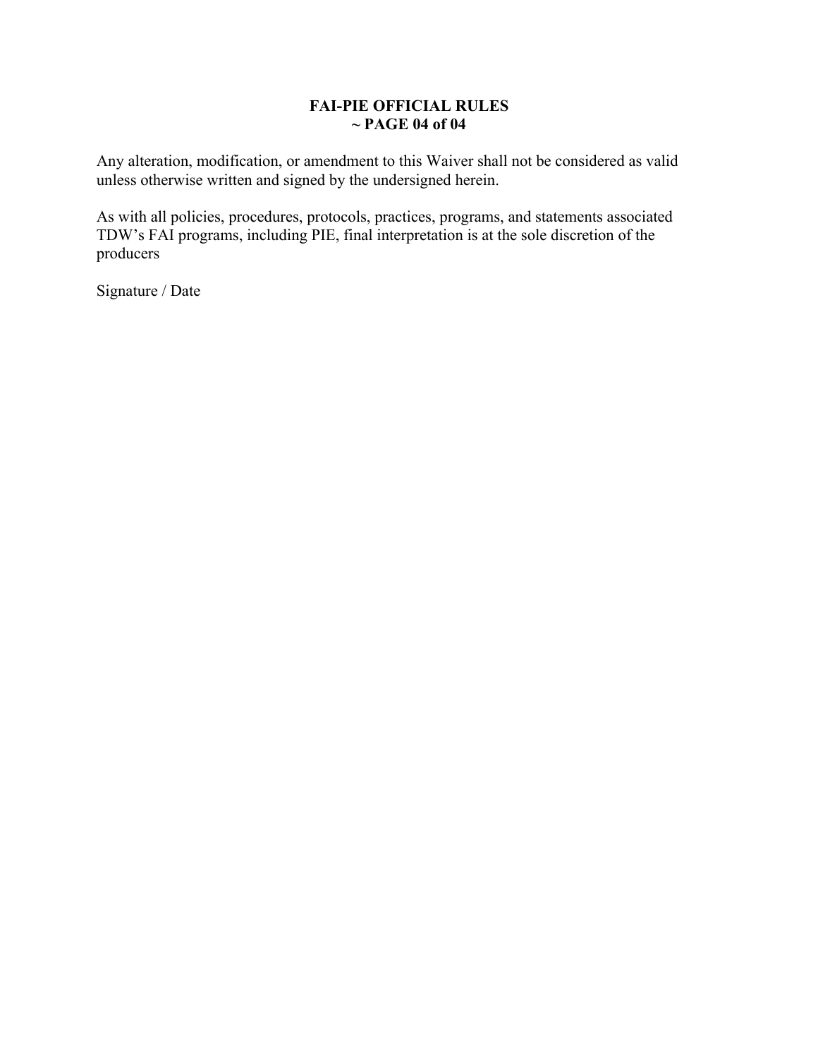**FAI-PIE OFFICIAL RULES**
**~ PAGE 04 of 04**

Any alteration, modification, or amendment to this Waiver shall not be considered as valid unless otherwise written and signed by the undersigned herein.

As with all policies, procedures, protocols, practices, programs, and statements associated TDW's FAI programs, including PIE, final interpretation is at the sole discretion of the producers

Signature / Date